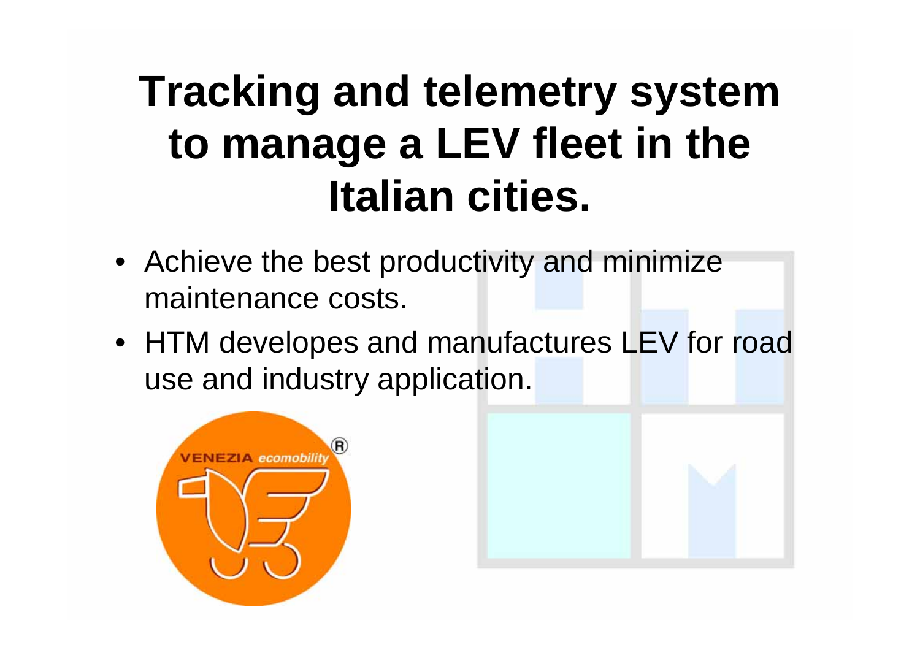# Tracking and telemetry system to manage a LEV fleet in the Italian cities.

- Achieve the best productivity and minimize maintenance costs.
- HTM developes and manufactures LEV for road use and industry application.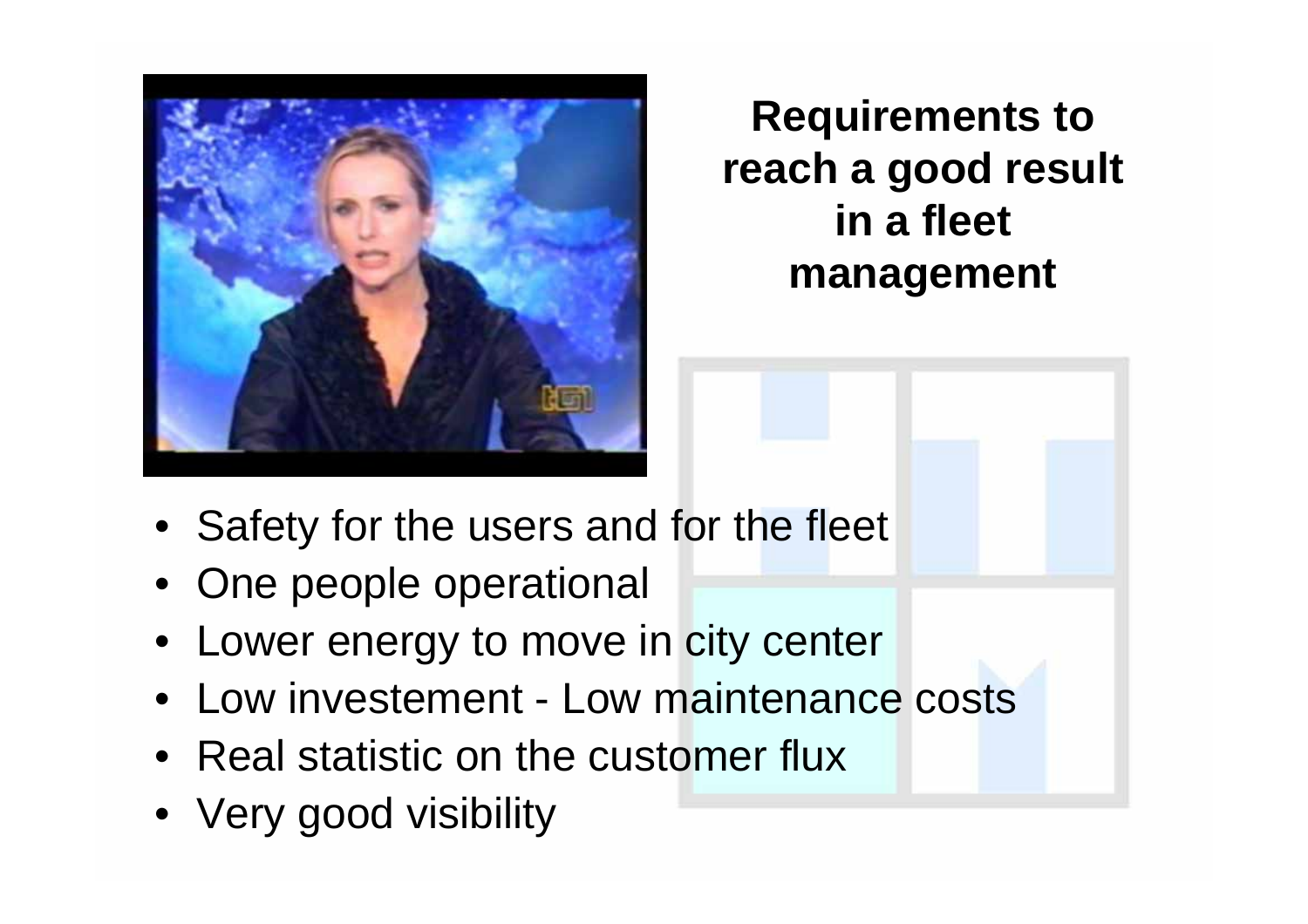## Requirements to reach a good result in a fleet management

- Safety for the users and for the fleet
- One people operational
- Lower energy to move in city center
- Low investement - Low maintenance costs
- Real statistic on the customer flux
- Very good visibility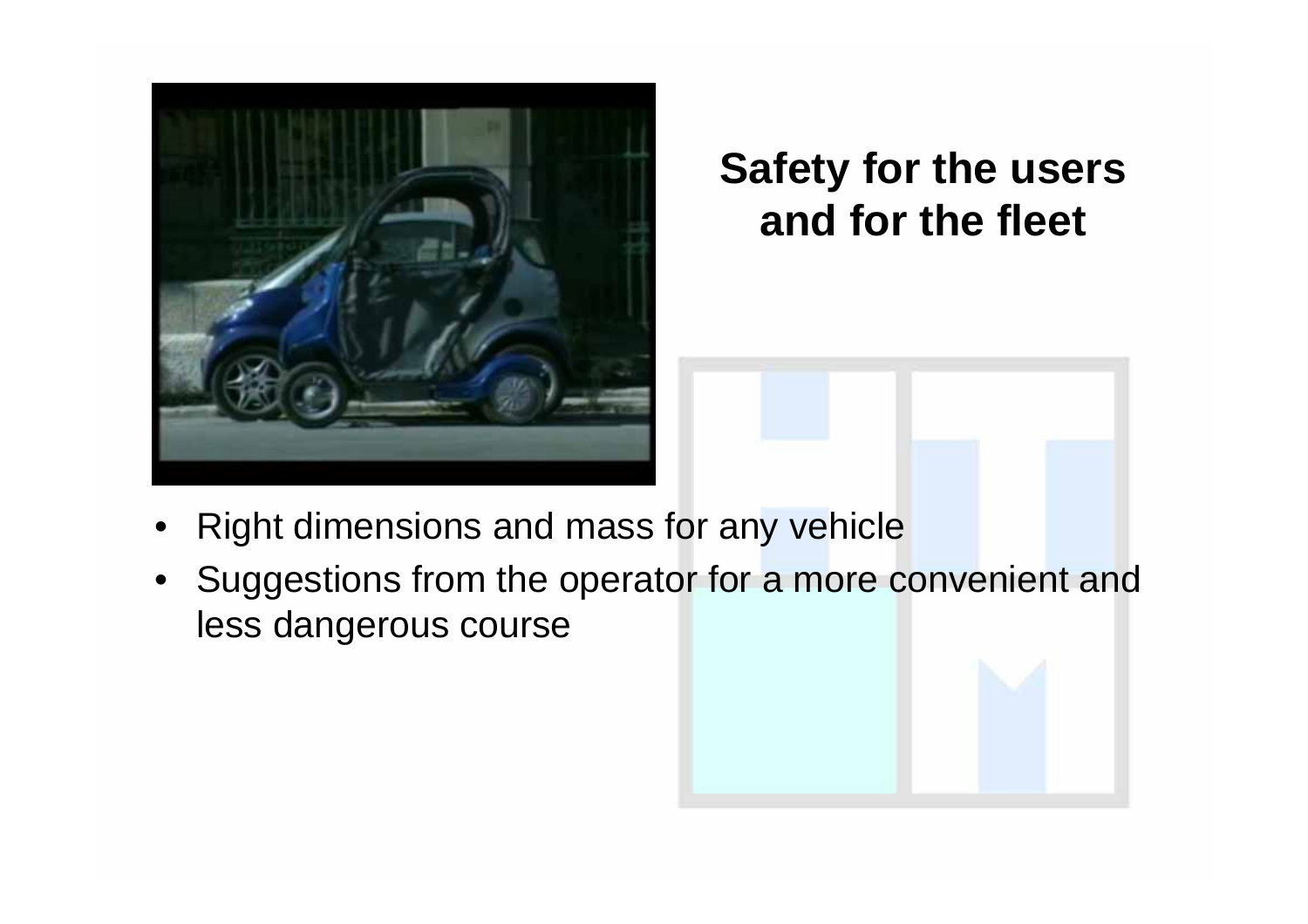## Safety for the users and for the fleet

- Right dimensions and mass for any vehicle
- Suggestions from the operator for a more convenient and less dangerous course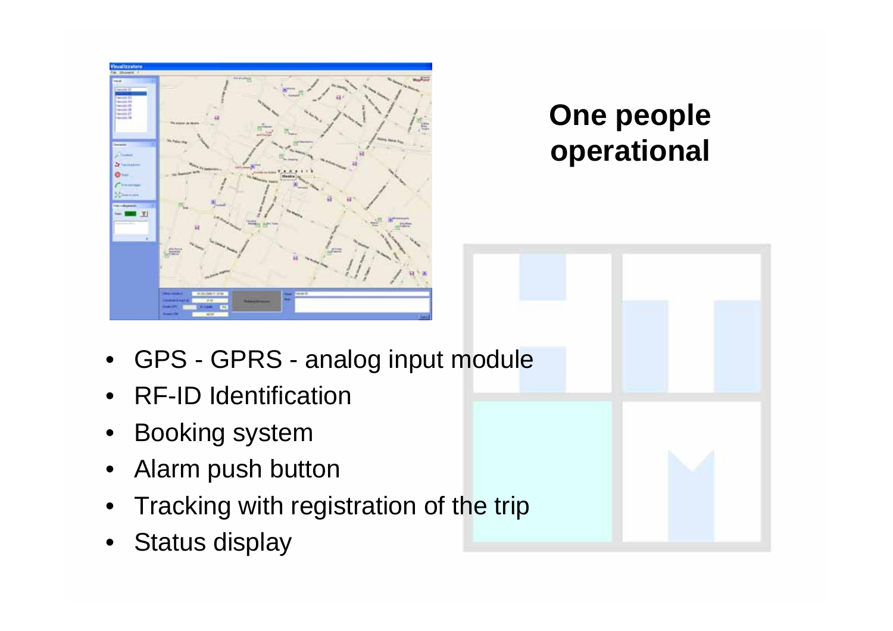## One people operational

- GPS - GPRS - analog input module
- RF-ID Identification
- Booking system
- Alarm push button
- Tracking with registration of the trip
- Status display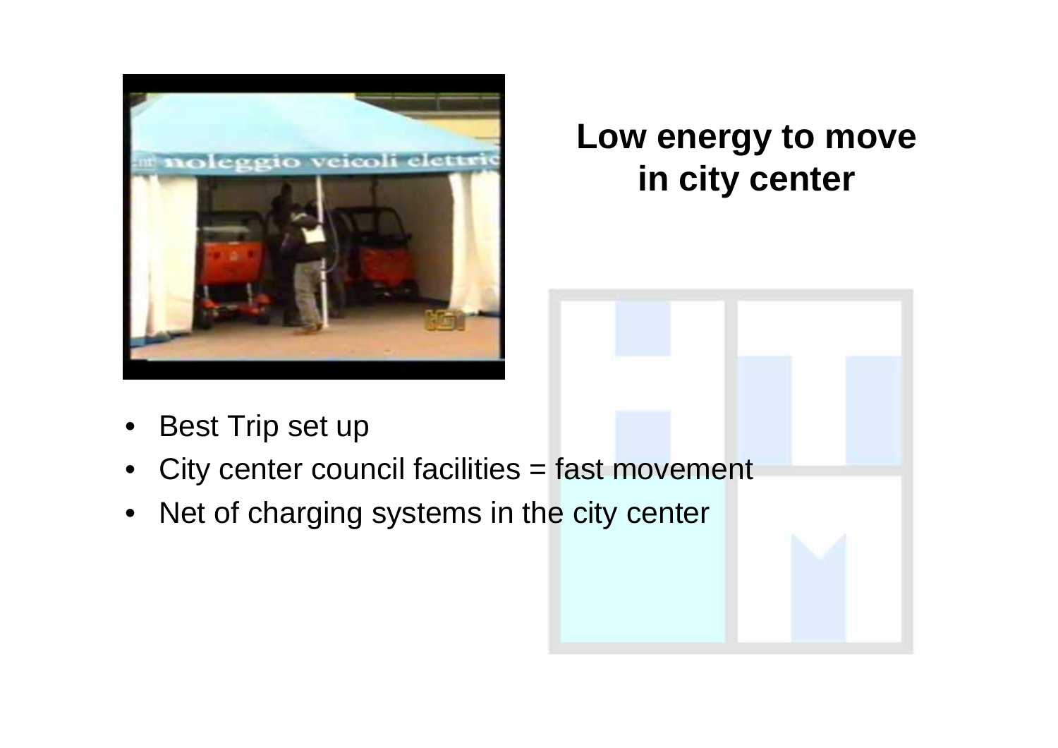## Low energy to move in city center

- Best Trip set up
- City center council facilities = fast movement
- Net of charging systems in the city center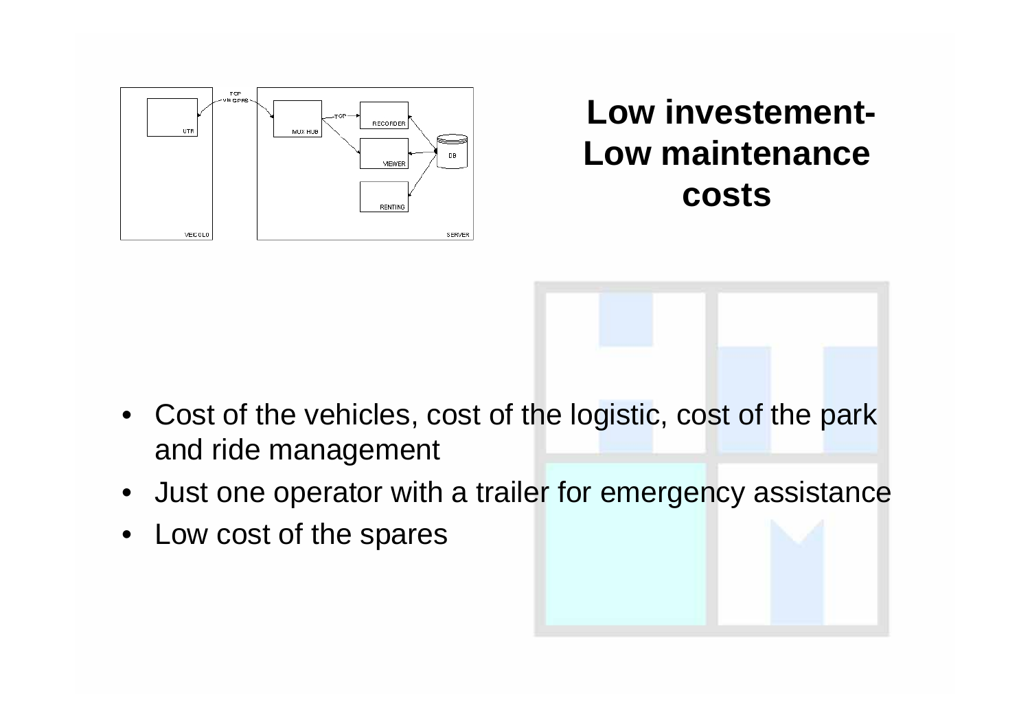## Low investement- Low maintenance costs

- Cost of the vehicles, cost of the logistic, cost of the park and ride management
- Just one operator with a trailer for emergency assistance
- Low cost of the spares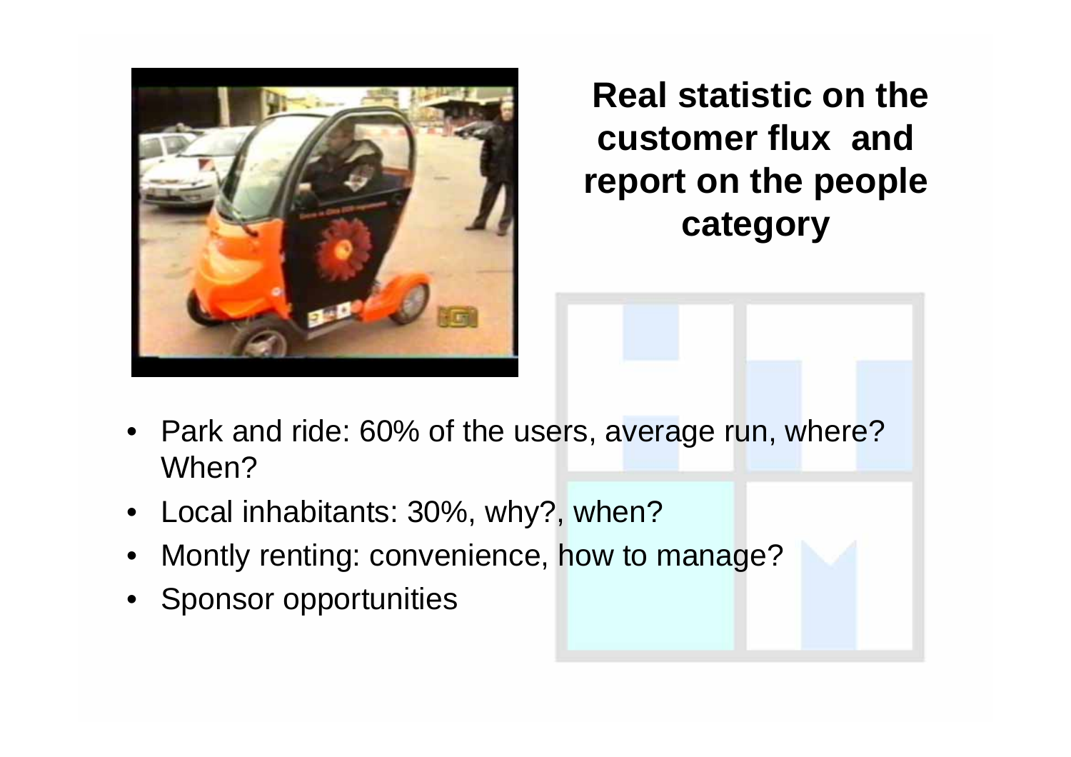# Real statistic on the customer flux and report on the people category

- Park and ride: 60% of the users, average run, where? When?
- Local inhabitants: 30%, why?, when?
- Montly renting: convenience, how to manage?
- Sponsor opportunities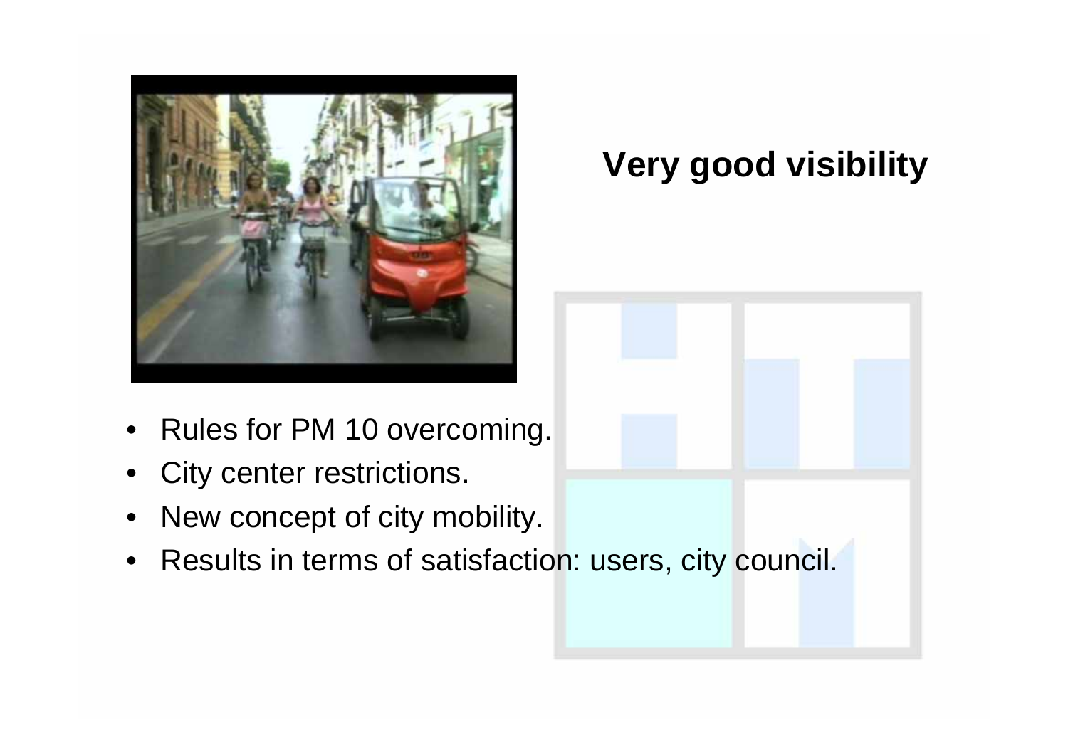## Very good visibility

- Rules for PM 10 overcoming.
- City center restrictions.
- New concept of city mobility.
- Results in terms of satisfaction: users, city council.